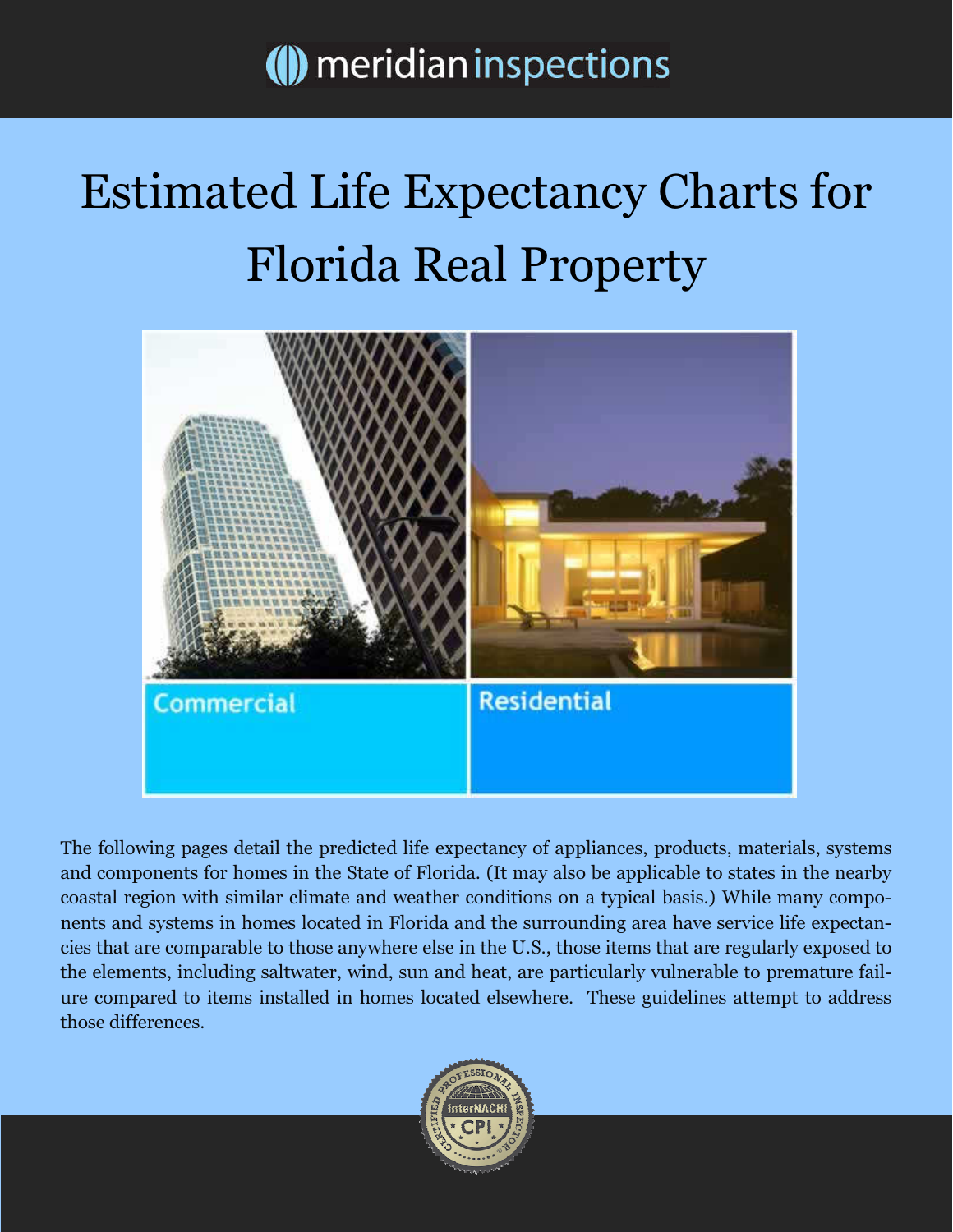meridian inspections

# Estimated Life Expectancy Charts for Florida Real Property

Commercial

Residential

The following pages detail the predicted life expectancy of appliances, products, materials, systems and components for homes in the State of Florida. (It may also be applicable to states in the nearby coastal region with similar climate and weather conditions on a typical basis.) While many components and systems in homes located in Florida and the surrounding area have service life expectancies that are comparable to those anywhere else in the U.S., those items that are regularly exposed to the elements, including saltwater, wind, sun and heat, are particularly vulnerable to premature failure compared to items installed in homes located elsewhere. These guidelines attempt to address those differences.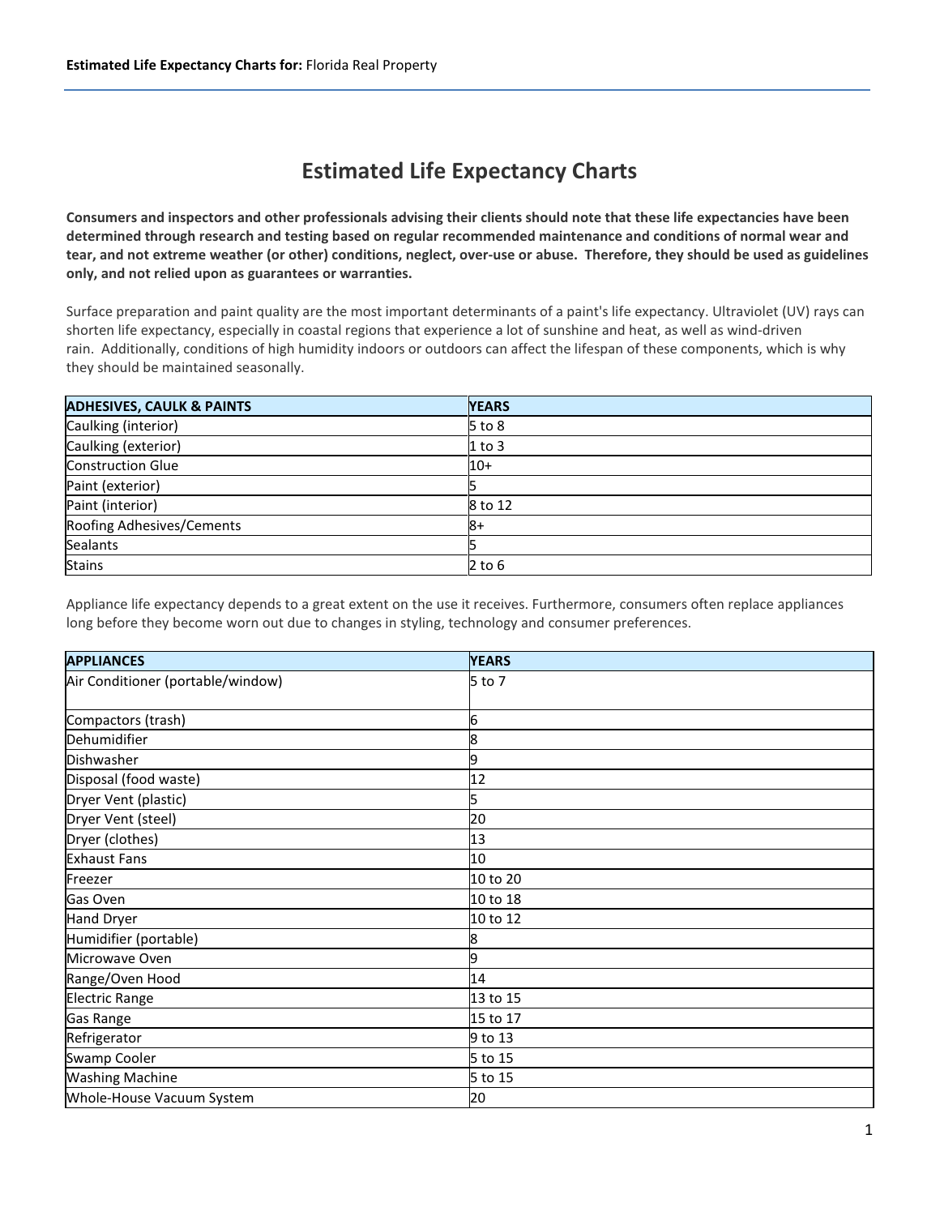# Estimated Life Expectancy Charts

**Consumers and inspectors and other professionals advising their clients should note that these life expectancies have been determined through research and testing based on regular recommended maintenance and conditions of normal wear and tear, and not extreme weather (or other) conditions, neglect, over-use or abuse. Therefore, they should be used as guidelines only, and not relied upon as guarantees or warranties.**

Surface preparation and paint quality are the most important determinants of a paint's life expectancy. Ultraviolet (UV) rays can shorten life expectancy, especially in coastal regions that experience a lot of sunshine and heat, as well as wind-driven rain. Additionally, conditions of high humidity indoors or outdoors can affect the lifespan of these components, which is why they should be maintained seasonally.

| ADHESIVES, CAULK & PAINTS | YEARS |
|---|---|
| Caulking (interior) | 5 to 8 |
| Caulking (exterior) | 1 to 3 |
| Construction Glue | 10+ |
| Paint (exterior) | 5 |
| Paint (interior) | 8 to 12 |
| Roofing Adhesives/Cements | 8+ |
| Sealants | 5 |
| Stains | 2 to 6 |

Appliance life expectancy depends to a great extent on the use it receives. Furthermore, consumers often replace appliances long before they become worn out due to changes in styling, technology and consumer preferences.

| APPLIANCES | YEARS |
|---|---|
| Air Conditioner (portable/window) | 5 to 7 |
| Compactors (trash) | 6 |
| Dehumidifier | 8 |
| Dishwasher | 9 |
| Disposal (food waste) | 12 |
| Dryer Vent (plastic) | 5 |
| Dryer Vent (steel) | 20 |
| Dryer (clothes) | 13 |
| Exhaust Fans | 10 |
| Freezer | 10 to 20 |
| Gas Oven | 10 to 18 |
| Hand Dryer | 10 to 12 |
| Humidifier (portable) | 8 |
| Microwave Oven | 9 |
| Range/Oven Hood | 14 |
| Electric Range | 13 to 15 |
| Gas Range | 15 to 17 |
| Refrigerator | 9 to 13 |
| Swamp Cooler | 5 to 15 |
| Washing Machine | 5 to 15 |
| Whole-House Vacuum System | 20 |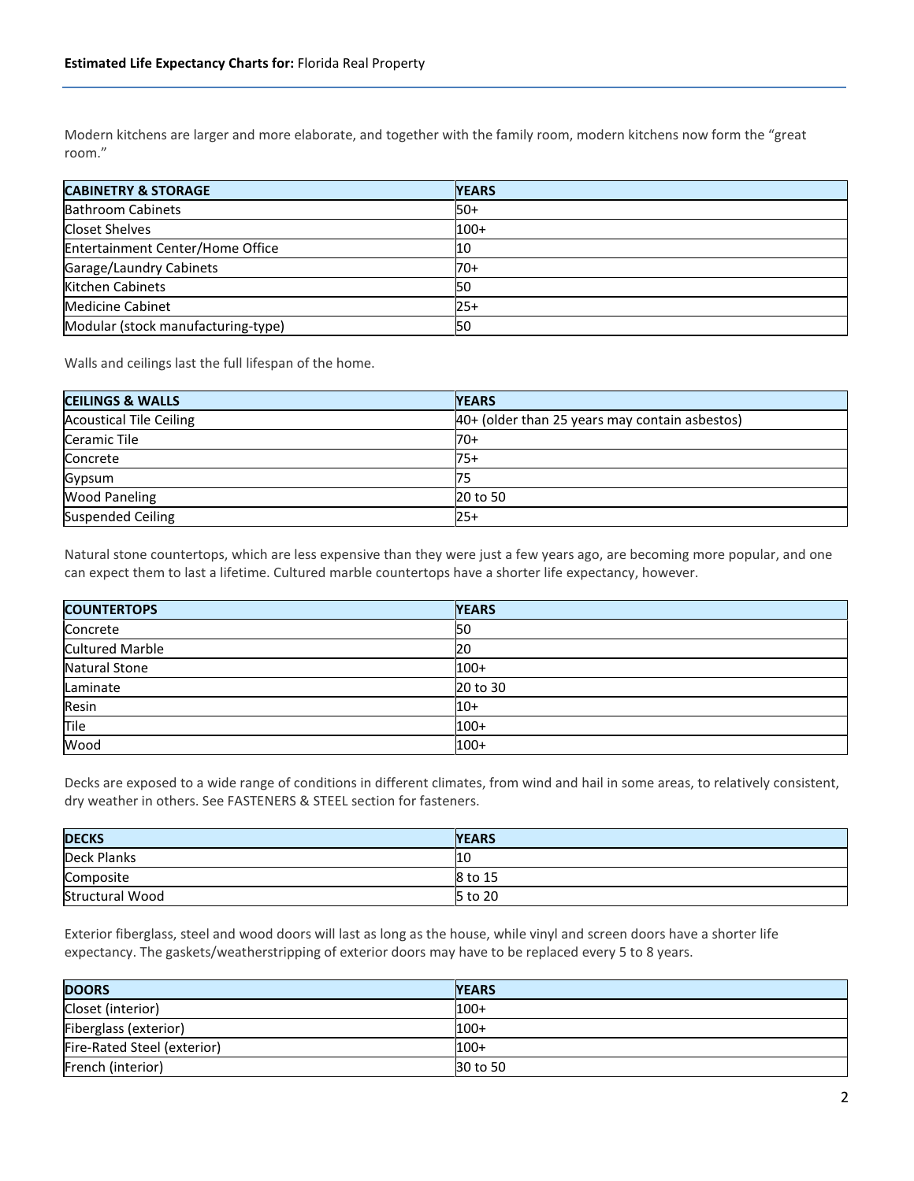Modern kitchens are larger and more elaborate, and together with the family room, modern kitchens now form the "great room."

| CABINETRY & STORAGE | YEARS |
|---|---|
| Bathroom Cabinets | 50+ |
| Closet Shelves | 100+ |
| Entertainment Center/Home Office | 10 |
| Garage/Laundry Cabinets | 70+ |
| Kitchen Cabinets | 50 |
| Medicine Cabinet | 25+ |
| Modular (stock manufacturing-type) | 50 |

Walls and ceilings last the full lifespan of the home.

| CEILINGS & WALLS | YEARS |
|---|---|
| Acoustical Tile Ceiling | 40+ (older than 25 years may contain asbestos) |
| Ceramic Tile | 70+ |
| Concrete | 75+ |
| Gypsum | 75 |
| Wood Paneling | 20 to 50 |
| Suspended Ceiling | 25+ |

Natural stone countertops, which are less expensive than they were just a few years ago, are becoming more popular, and one can expect them to last a lifetime. Cultured marble countertops have a shorter life expectancy, however.

| COUNTERTOPS | YEARS |
|---|---|
| Concrete | 50 |
| Cultured Marble | 20 |
| Natural Stone | 100+ |
| Laminate | 20 to 30 |
| Resin | 10+ |
| Tile | 100+ |
| Wood | 100+ |

Decks are exposed to a wide range of conditions in different climates, from wind and hail in some areas, to relatively consistent, dry weather in others. See FASTENERS & STEEL section for fasteners.

| DECKS | YEARS |
|---|---|
| Deck Planks | 10 |
| Composite | 8 to 15 |
| Structural Wood | 5 to 20 |

Exterior fiberglass, steel and wood doors will last as long as the house, while vinyl and screen doors have a shorter life expectancy. The gaskets/weatherstripping of exterior doors may have to be replaced every 5 to 8 years.

| DOORS | YEARS |
|---|---|
| Closet (interior) | 100+ |
| Fiberglass (exterior) | 100+ |
| Fire-Rated Steel (exterior) | 100+ |
| French (interior) | 30 to 50 |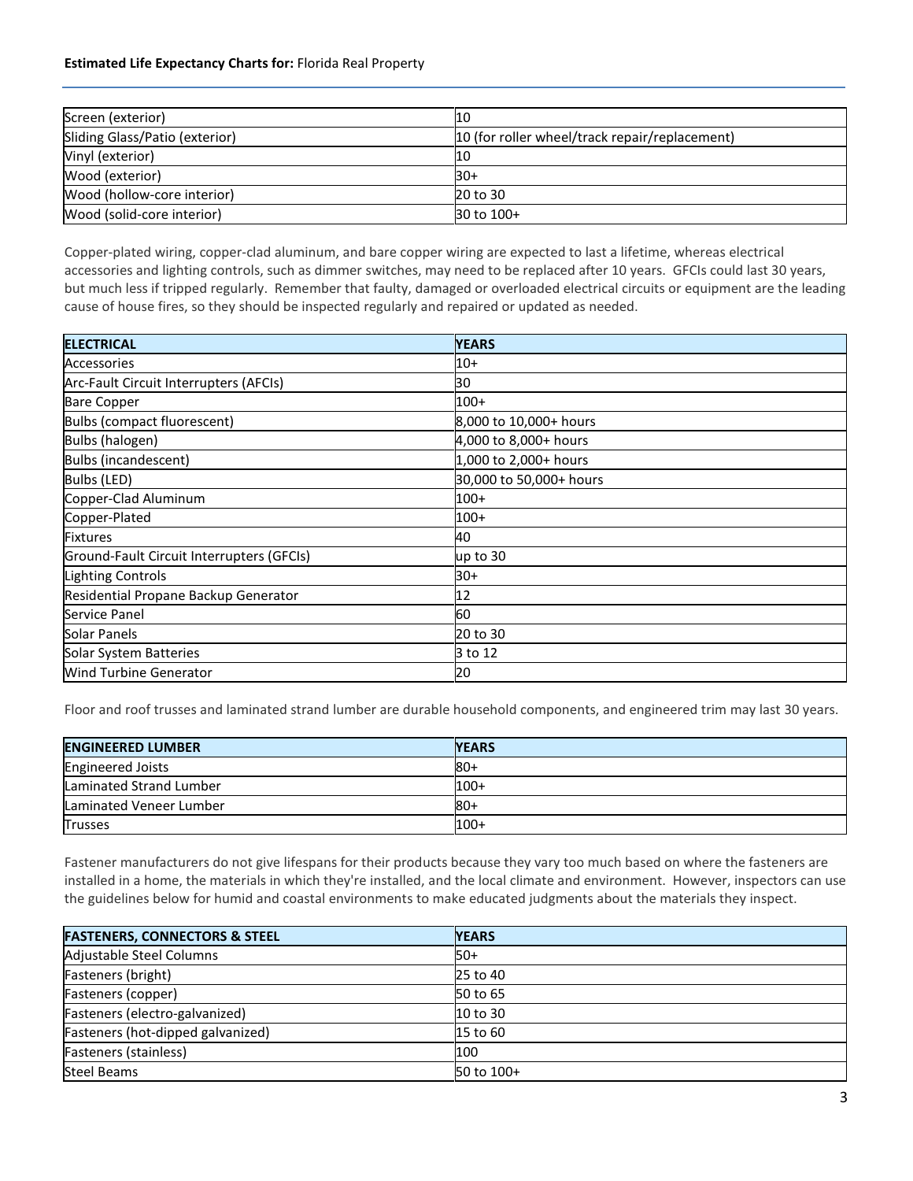| Screen (exterior) | 10 |
|---|---|
| Sliding Glass/Patio (exterior) | 10 (for roller wheel/track repair/replacement) |
| Vinyl (exterior) | 10 |
| Wood (exterior) | 30+ |
| Wood (hollow-core interior) | 20 to 30 |
| Wood (solid-core interior) | 30 to 100+ |

Copper-plated wiring, copper-clad aluminum, and bare copper wiring are expected to last a lifetime, whereas electrical accessories and lighting controls, such as dimmer switches, may need to be replaced after 10 years. GFCIs could last 30 years, but much less if tripped regularly. Remember that faulty, damaged or overloaded electrical circuits or equipment are the leading cause of house fires, so they should be inspected regularly and repaired or updated as needed.

| ELECTRICAL | YEARS |
|---|---|
| Accessories | 10+ |
| Arc-Fault Circuit Interrupters (AFCIs) | 30 |
| Bare Copper | 100+ |
| Bulbs (compact fluorescent) | 8,000 to 10,000+ hours |
| Bulbs (halogen) | 4,000 to 8,000+ hours |
| Bulbs (incandescent) | 1,000 to 2,000+ hours |
| Bulbs (LED) | 30,000 to 50,000+ hours |
| Copper-Clad Aluminum | 100+ |
| Copper-Plated | 100+ |
| Fixtures | 40 |
| Ground-Fault Circuit Interrupters (GFCIs) | up to 30 |
| Lighting Controls | 30+ |
| Residential Propane Backup Generator | 12 |
| Service Panel | 60 |
| Solar Panels | 20 to 30 |
| Solar System Batteries | 3 to 12 |
| Wind Turbine Generator | 20 |

Floor and roof trusses and laminated strand lumber are durable household components, and engineered trim may last 30 years.

| ENGINEERED LUMBER | YEARS |
|---|---|
| Engineered Joists | 80+ |
| Laminated Strand Lumber | 100+ |
| Laminated Veneer Lumber | 80+ |
| Trusses | 100+ |

Fastener manufacturers do not give lifespans for their products because they vary too much based on where the fasteners are installed in a home, the materials in which they're installed, and the local climate and environment. However, inspectors can use the guidelines below for humid and coastal environments to make educated judgments about the materials they inspect.

| FASTENERS, CONNECTORS & STEEL | YEARS |
|---|---|
| Adjustable Steel Columns | 50+ |
| Fasteners (bright) | 25 to 40 |
| Fasteners (copper) | 50 to 65 |
| Fasteners (electro-galvanized) | 10 to 30 |
| Fasteners (hot-dipped galvanized) | 15 to 60 |
| Fasteners (stainless) | 100 |
| Steel Beams | 50 to 100+ |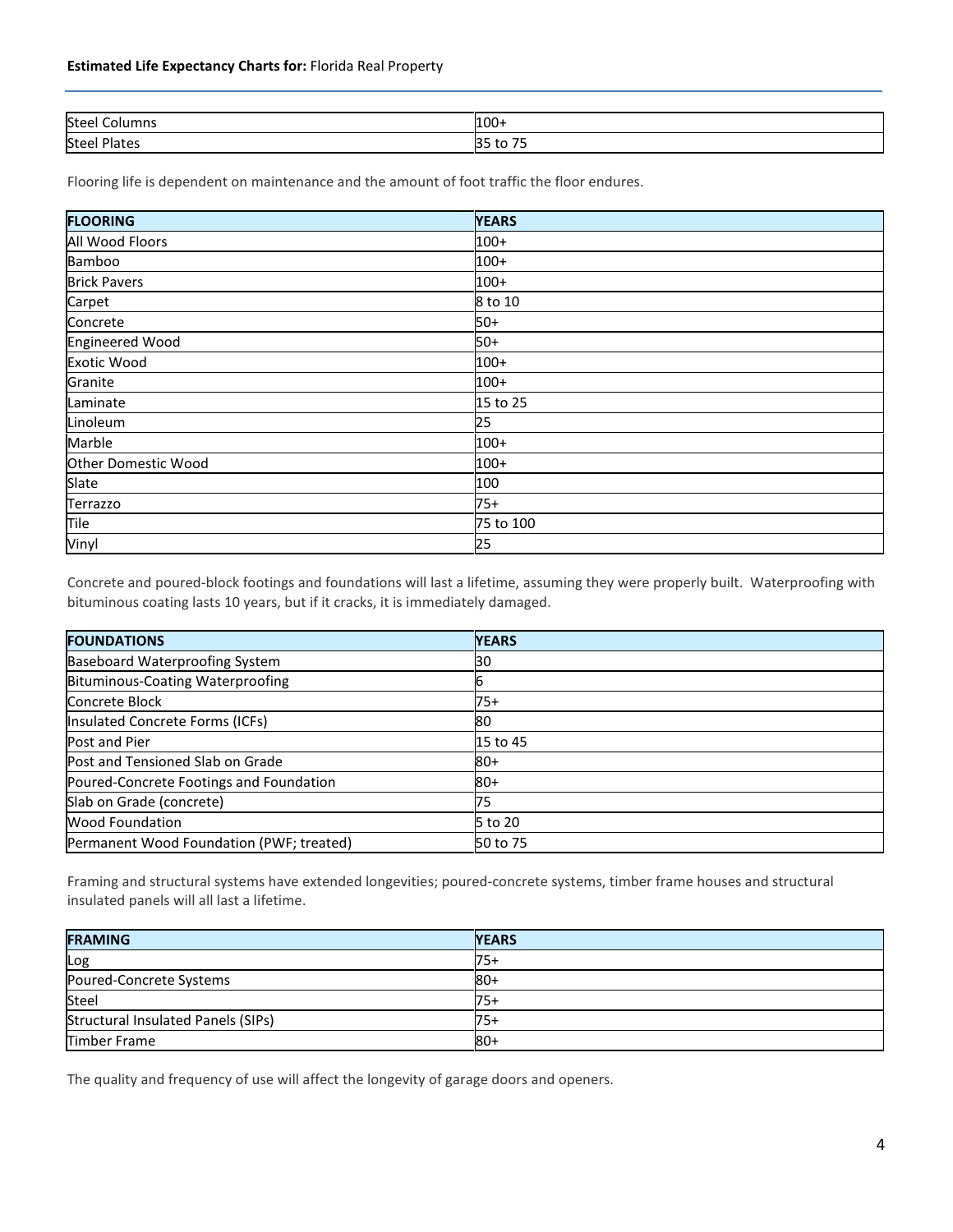| Steel Columns | 100+ |
| --- | --- |
| Steel Plates | 35 to 75 |

Flooring life is dependent on maintenance and the amount of foot traffic the floor endures.

| FLOORING | YEARS |
| --- | --- |
| All Wood Floors | 100+ |
| Bamboo | 100+ |
| Brick Pavers | 100+ |
| Carpet | 8 to 10 |
| Concrete | 50+ |
| Engineered Wood | 50+ |
| Exotic Wood | 100+ |
| Granite | 100+ |
| Laminate | 15 to 25 |
| Linoleum | 25 |
| Marble | 100+ |
| Other Domestic Wood | 100+ |
| Slate | 100 |
| Terrazzo | 75+ |
| Tile | 75 to 100 |
| Vinyl | 25 |

Concrete and poured-block footings and foundations will last a lifetime, assuming they were properly built. Waterproofing with bituminous coating lasts 10 years, but if it cracks, it is immediately damaged.

| FOUNDATIONS | YEARS |
| --- | --- |
| Baseboard Waterproofing System | 30 |
| Bituminous-Coating Waterproofing | 6 |
| Concrete Block | 75+ |
| Insulated Concrete Forms (ICFs) | 80 |
| Post and Pier | 15 to 45 |
| Post and Tensioned Slab on Grade | 80+ |
| Poured-Concrete Footings and Foundation | 80+ |
| Slab on Grade (concrete) | 75 |
| Wood Foundation | 5 to 20 |
| Permanent Wood Foundation (PWF; treated) | 50 to 75 |

Framing and structural systems have extended longevities; poured-concrete systems, timber frame houses and structural insulated panels will all last a lifetime.

| FRAMING | YEARS |
| --- | --- |
| Log | 75+ |
| Poured-Concrete Systems | 80+ |
| Steel | 75+ |
| Structural Insulated Panels (SIPs) | 75+ |
| Timber Frame | 80+ |

The quality and frequency of use will affect the longevity of garage doors and openers.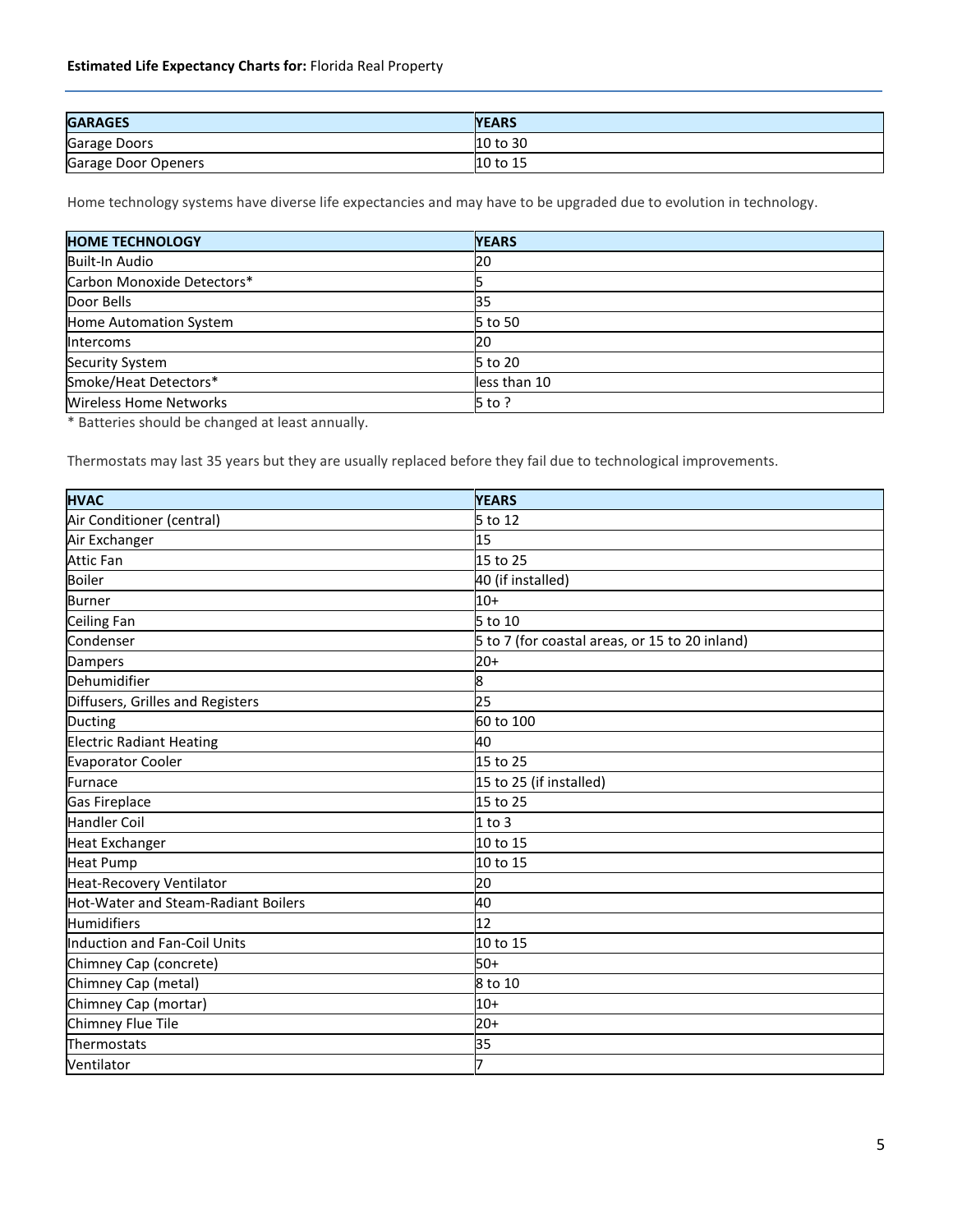| GARAGES | YEARS |
| --- | --- |
| Garage Doors | 10 to 30 |
| Garage Door Openers | 10 to 15 |

Home technology systems have diverse life expectancies and may have to be upgraded due to evolution in technology.

| HOME TECHNOLOGY | YEARS |
| --- | --- |
| Built-In Audio | 20 |
| Carbon Monoxide Detectors* | 5 |
| Door Bells | 35 |
| Home Automation System | 5 to 50 |
| Intercoms | 20 |
| Security System | 5 to 20 |
| Smoke/Heat Detectors* | less than 10 |
| Wireless Home Networks | 5 to ? |

* Batteries should be changed at least annually.

Thermostats may last 35 years but they are usually replaced before they fail due to technological improvements.

| HVAC | YEARS |
| --- | --- |
| Air Conditioner (central) | 5 to 12 |
| Air Exchanger | 15 |
| Attic Fan | 15 to 25 |
| Boiler | 40 (if installed) |
| Burner | 10+ |
| Ceiling Fan | 5 to 10 |
| Condenser | 5 to 7 (for coastal areas, or 15 to 20 inland) |
| Dampers | 20+ |
| Dehumidifier | 8 |
| Diffusers, Grilles and Registers | 25 |
| Ducting | 60 to 100 |
| Electric Radiant Heating | 40 |
| Evaporator Cooler | 15 to 25 |
| Furnace | 15 to 25 (if installed) |
| Gas Fireplace | 15 to 25 |
| Handler Coil | 1 to 3 |
| Heat Exchanger | 10 to 15 |
| Heat Pump | 10 to 15 |
| Heat-Recovery Ventilator | 20 |
| Hot-Water and Steam-Radiant Boilers | 40 |
| Humidifiers | 12 |
| Induction and Fan-Coil Units | 10 to 15 |
| Chimney Cap (concrete) | 50+ |
| Chimney Cap (metal) | 8 to 10 |
| Chimney Cap (mortar) | 10+ |
| Chimney Flue Tile | 20+ |
| Thermostats | 35 |
| Ventilator | 7 |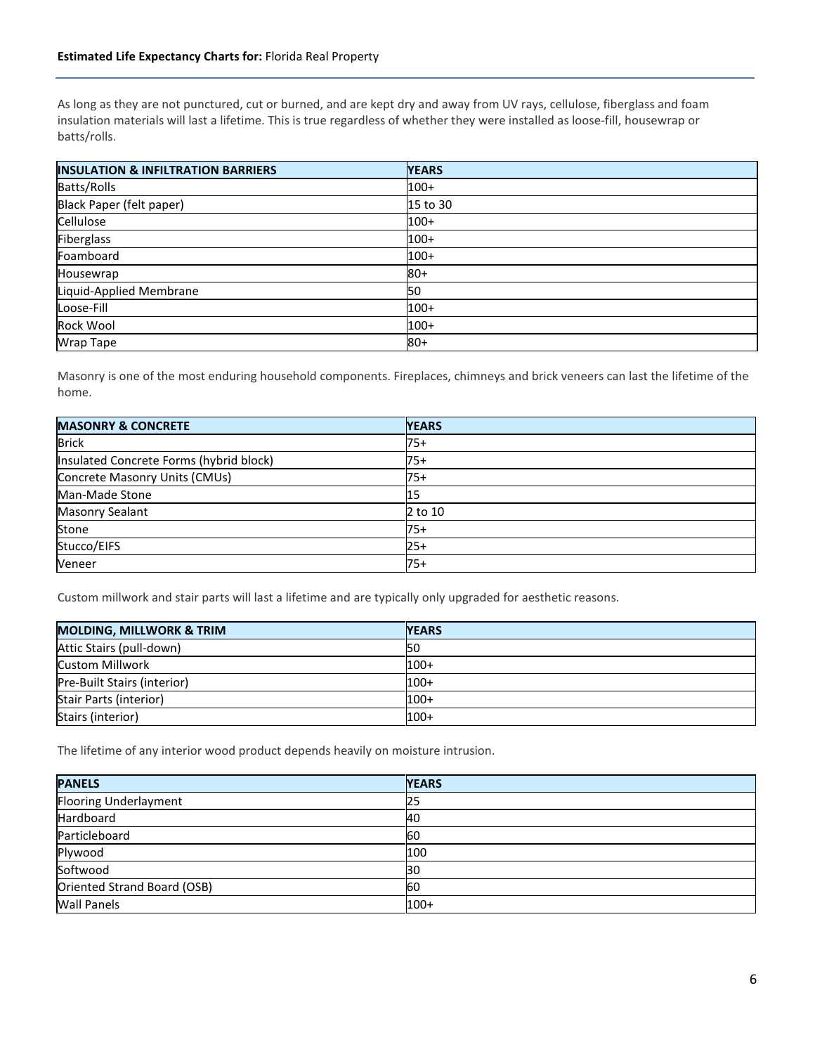As long as they are not punctured, cut or burned, and are kept dry and away from UV rays, cellulose, fiberglass and foam insulation materials will last a lifetime. This is true regardless of whether they were installed as loose-fill, housewrap or batts/rolls.

| INSULATION & INFILTRATION BARRIERS | YEARS |
| --- | --- |
| Batts/Rolls | 100+ |
| Black Paper (felt paper) | 15 to 30 |
| Cellulose | 100+ |
| Fiberglass | 100+ |
| Foamboard | 100+ |
| Housewrap | 80+ |
| Liquid-Applied Membrane | 50 |
| Loose-Fill | 100+ |
| Rock Wool | 100+ |
| Wrap Tape | 80+ |

Masonry is one of the most enduring household components. Fireplaces, chimneys and brick veneers can last the lifetime of the home.

| MASONRY & CONCRETE | YEARS |
| --- | --- |
| Brick | 75+ |
| Insulated Concrete Forms (hybrid block) | 75+ |
| Concrete Masonry Units (CMUs) | 75+ |
| Man-Made Stone | 15 |
| Masonry Sealant | 2 to 10 |
| Stone | 75+ |
| Stucco/EIFS | 25+ |
| Veneer | 75+ |

Custom millwork and stair parts will last a lifetime and are typically only upgraded for aesthetic reasons.

| MOLDING, MILLWORK & TRIM | YEARS |
| --- | --- |
| Attic Stairs (pull-down) | 50 |
| Custom Millwork | 100+ |
| Pre-Built Stairs (interior) | 100+ |
| Stair Parts (interior) | 100+ |
| Stairs (interior) | 100+ |

The lifetime of any interior wood product depends heavily on moisture intrusion.

| PANELS | YEARS |
| --- | --- |
| Flooring Underlayment | 25 |
| Hardboard | 40 |
| Particleboard | 60 |
| Plywood | 100 |
| Softwood | 30 |
| Oriented Strand Board (OSB) | 60 |
| Wall Panels | 100+ |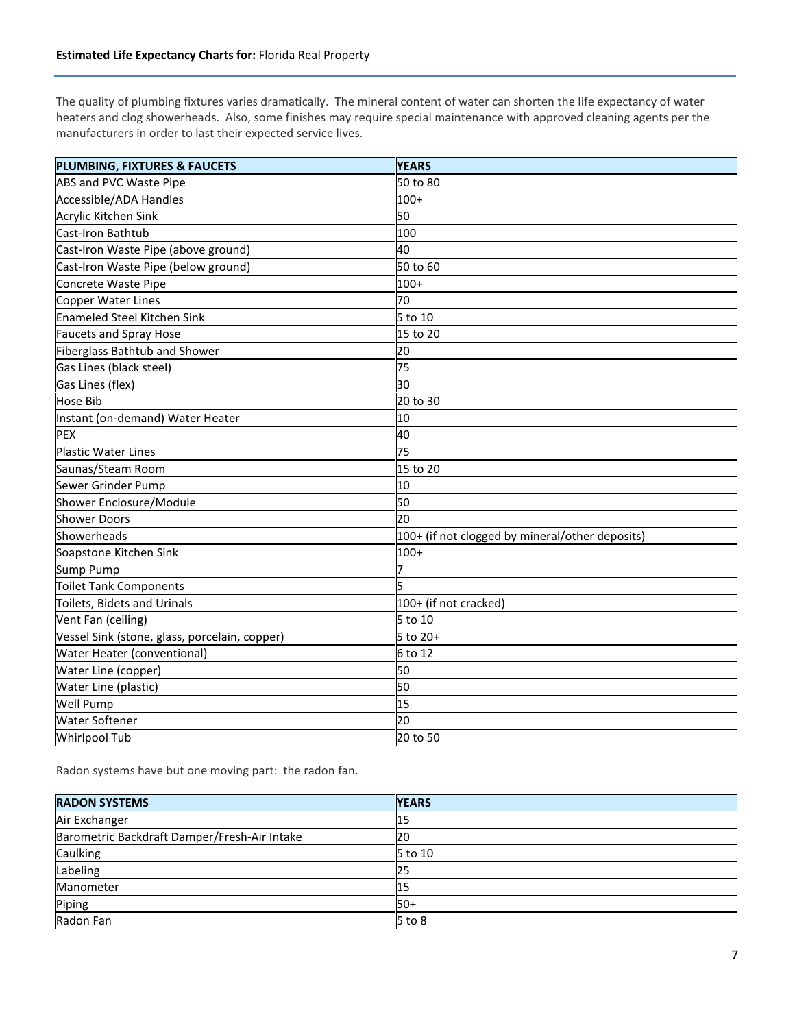The quality of plumbing fixtures varies dramatically. The mineral content of water can shorten the life expectancy of water heaters and clog showerheads. Also, some finishes may require special maintenance with approved cleaning agents per the manufacturers in order to last their expected service lives.

| PLUMBING, FIXTURES & FAUCETS | YEARS |
|---|---|
| ABS and PVC Waste Pipe | 50 to 80 |
| Accessible/ADA Handles | 100+ |
| Acrylic Kitchen Sink | 50 |
| Cast-Iron Bathtub | 100 |
| Cast-Iron Waste Pipe (above ground) | 40 |
| Cast-Iron Waste Pipe (below ground) | 50 to 60 |
| Concrete Waste Pipe | 100+ |
| Copper Water Lines | 70 |
| Enameled Steel Kitchen Sink | 5 to 10 |
| Faucets and Spray Hose | 15 to 20 |
| Fiberglass Bathtub and Shower | 20 |
| Gas Lines (black steel) | 75 |
| Gas Lines (flex) | 30 |
| Hose Bib | 20 to 30 |
| Instant (on-demand) Water Heater | 10 |
| PEX | 40 |
| Plastic Water Lines | 75 |
| Saunas/Steam Room | 15 to 20 |
| Sewer Grinder Pump | 10 |
| Shower Enclosure/Module | 50 |
| Shower Doors | 20 |
| Showerheads | 100+ (if not clogged by mineral/other deposits) |
| Soapstone Kitchen Sink | 100+ |
| Sump Pump | 7 |
| Toilet Tank Components | 5 |
| Toilets, Bidets and Urinals | 100+ (if not cracked) |
| Vent Fan (ceiling) | 5 to 10 |
| Vessel Sink (stone, glass, porcelain, copper) | 5 to 20+ |
| Water Heater (conventional) | 6 to 12 |
| Water Line (copper) | 50 |
| Water Line (plastic) | 50 |
| Well Pump | 15 |
| Water Softener | 20 |
| Whirlpool Tub | 20 to 50 |

Radon systems have but one moving part: the radon fan.

| RADON SYSTEMS | YEARS |
|---|---|
| Air Exchanger | 15 |
| Barometric Backdraft Damper/Fresh-Air Intake | 20 |
| Caulking | 5 to 10 |
| Labeling | 25 |
| Manometer | 15 |
| Piping | 50+ |
| Radon Fan | 5 to 8 |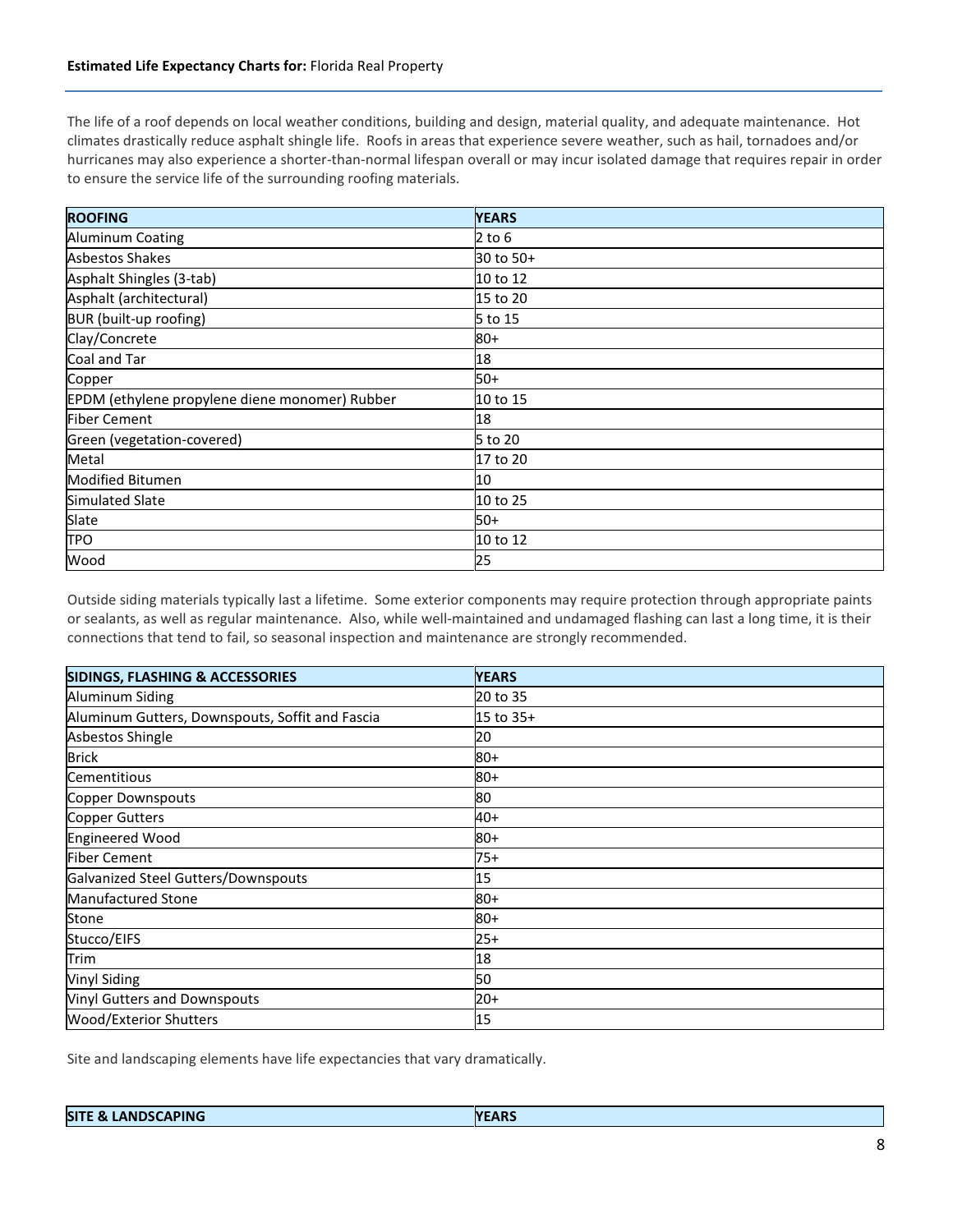The life of a roof depends on local weather conditions, building and design, material quality, and adequate maintenance. Hot climates drastically reduce asphalt shingle life. Roofs in areas that experience severe weather, such as hail, tornadoes and/or hurricanes may also experience a shorter-than-normal lifespan overall or may incur isolated damage that requires repair in order to ensure the service life of the surrounding roofing materials.

| ROOFING | YEARS |
|---|---|
| Aluminum Coating | 2 to 6 |
| Asbestos Shakes | 30 to 50+ |
| Asphalt Shingles (3-tab) | 10 to 12 |
| Asphalt (architectural) | 15 to 20 |
| BUR (built-up roofing) | 5 to 15 |
| Clay/Concrete | 80+ |
| Coal and Tar | 18 |
| Copper | 50+ |
| EPDM (ethylene propylene diene monomer) Rubber | 10 to 15 |
| Fiber Cement | 18 |
| Green (vegetation-covered) | 5 to 20 |
| Metal | 17 to 20 |
| Modified Bitumen | 10 |
| Simulated Slate | 10 to 25 |
| Slate | 50+ |
| TPO | 10 to 12 |
| Wood | 25 |

Outside siding materials typically last a lifetime. Some exterior components may require protection through appropriate paints or sealants, as well as regular maintenance. Also, while well-maintained and undamaged flashing can last a long time, it is their connections that tend to fail, so seasonal inspection and maintenance are strongly recommended.

| SIDINGS, FLASHING & ACCESSORIES | YEARS |
|---|---|
| Aluminum Siding | 20 to 35 |
| Aluminum Gutters, Downspouts, Soffit and Fascia | 15 to 35+ |
| Asbestos Shingle | 20 |
| Brick | 80+ |
| Cementitious | 80+ |
| Copper Downspouts | 80 |
| Copper Gutters | 40+ |
| Engineered Wood | 80+ |
| Fiber Cement | 75+ |
| Galvanized Steel Gutters/Downspouts | 15 |
| Manufactured Stone | 80+ |
| Stone | 80+ |
| Stucco/EIFS | 25+ |
| Trim | 18 |
| Vinyl Siding | 50 |
| Vinyl Gutters and Downspouts | 20+ |
| Wood/Exterior Shutters | 15 |

Site and landscaping elements have life expectancies that vary dramatically.

| SITE & LANDSCAPING | YEARS |
|---|---|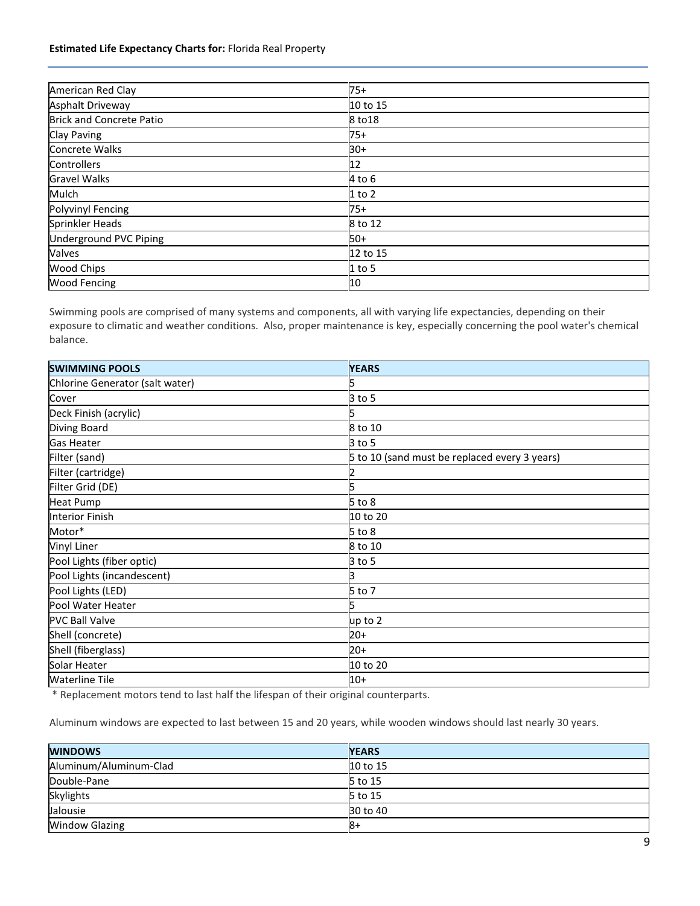| | |
|---|---|
| American Red Clay | 75+ |
| Asphalt Driveway | 10 to 15 |
| Brick and Concrete Patio | 8 to18 |
| Clay Paving | 75+ |
| Concrete Walks | 30+ |
| Controllers | 12 |
| Gravel Walks | 4 to 6 |
| Mulch | 1 to 2 |
| Polyvinyl Fencing | 75+ |
| Sprinkler Heads | 8 to 12 |
| Underground PVC Piping | 50+ |
| Valves | 12 to 15 |
| Wood Chips | 1 to 5 |
| Wood Fencing | 10 |

Swimming pools are comprised of many systems and components, all with varying life expectancies, depending on their exposure to climatic and weather conditions. Also, proper maintenance is key, especially concerning the pool water's chemical balance.

| SWIMMING POOLS | YEARS |
|---|---|
| Chlorine Generator (salt water) | 5 |
| Cover | 3 to 5 |
| Deck Finish (acrylic) | 5 |
| Diving Board | 8 to 10 |
| Gas Heater | 3 to 5 |
| Filter (sand) | 5 to 10 (sand must be replaced every 3 years) |
| Filter (cartridge) | 2 |
| Filter Grid (DE) | 5 |
| Heat Pump | 5 to 8 |
| Interior Finish | 10 to 20 |
| Motor* | 5 to 8 |
| Vinyl Liner | 8 to 10 |
| Pool Lights (fiber optic) | 3 to 5 |
| Pool Lights (incandescent) | 3 |
| Pool Lights (LED) | 5 to 7 |
| Pool Water Heater | 5 |
| PVC Ball Valve | up to 2 |
| Shell (concrete) | 20+ |
| Shell (fiberglass) | 20+ |
| Solar Heater | 10 to 20 |
| Waterline Tile | 10+ |

\* Replacement motors tend to last half the lifespan of their original counterparts.

Aluminum windows are expected to last between 15 and 20 years, while wooden windows should last nearly 30 years.

| WINDOWS | YEARS |
|---|---|
| Aluminum/Aluminum-Clad | 10 to 15 |
| Double-Pane | 5 to 15 |
| Skylights | 5 to 15 |
| Jalousie | 30 to 40 |
| Window Glazing | 8+ |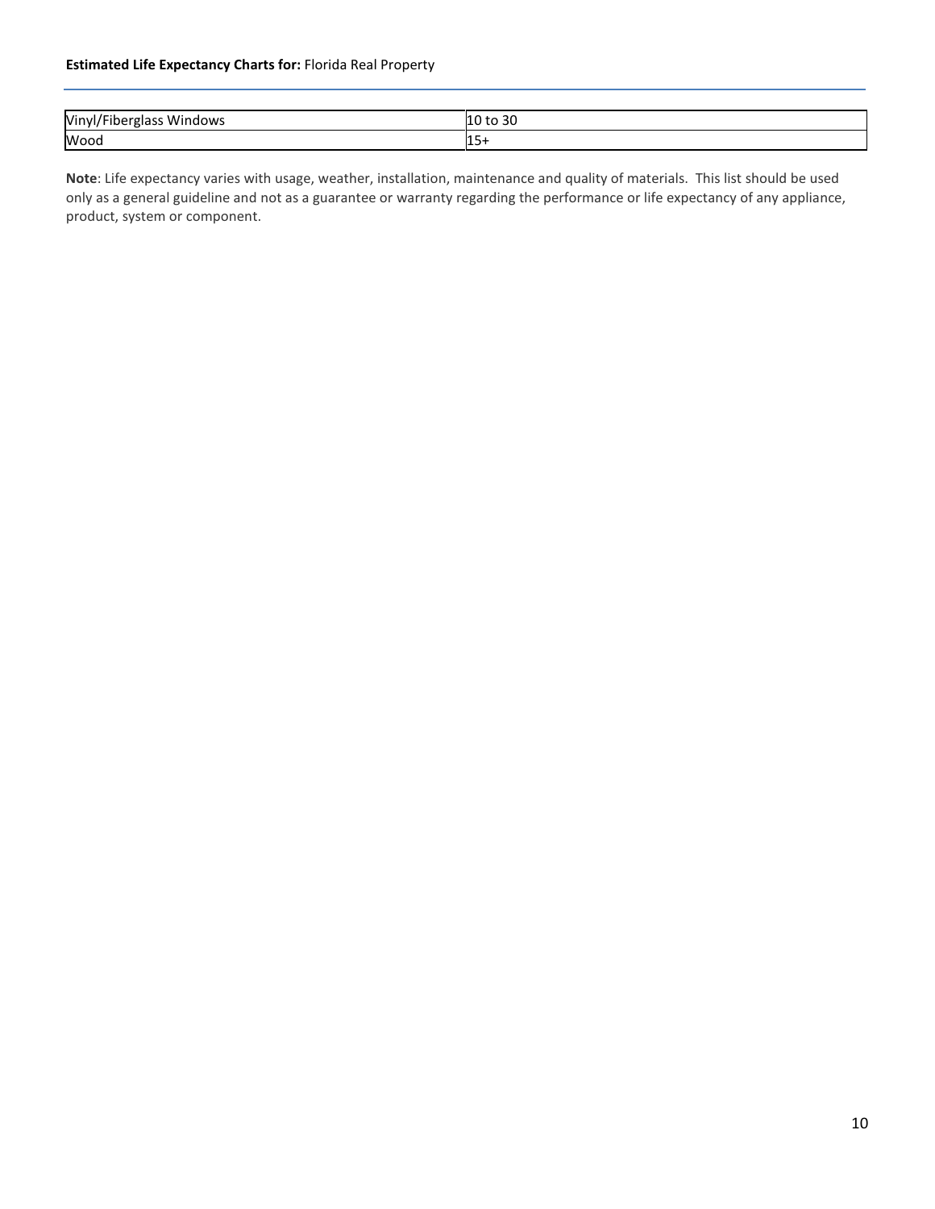| | |
|---|---|
| Vinyl/Fiberglass Windows | 10 to 30 |
| Wood | 15+ |

**Note**: Life expectancy varies with usage, weather, installation, maintenance and quality of materials. This list should be used only as a general guideline and not as a guarantee or warranty regarding the performance or life expectancy of any appliance, product, system or component.